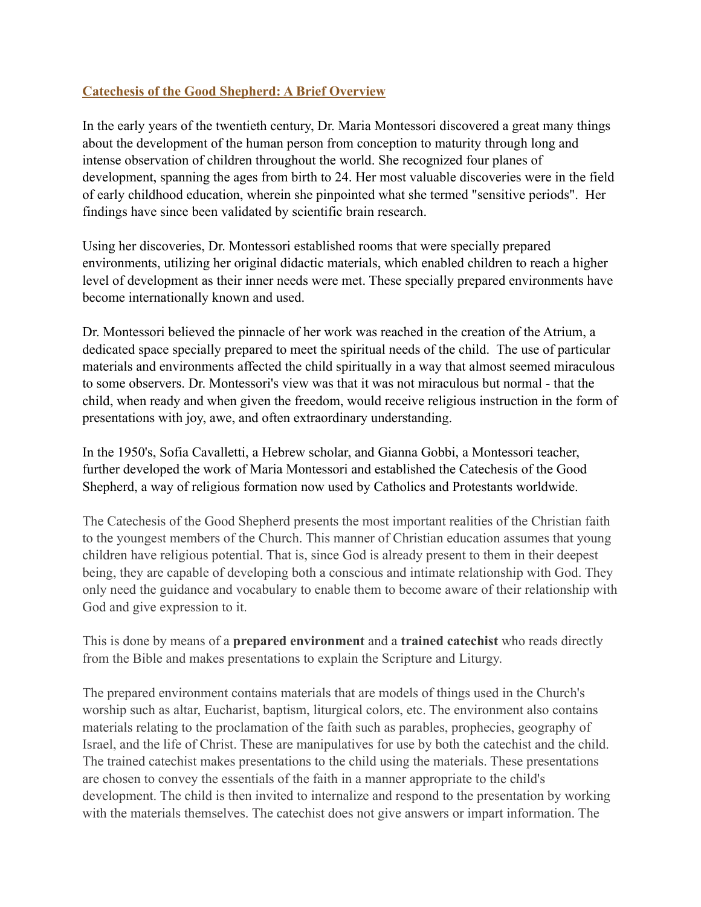**Catechesis of the Good Shepherd: A Brief Overview**

In the early years of the twentieth century, Dr. Maria Montessori discovered a great many things about the development of the human person from conception to maturity through long and intense observation of children throughout the world. She recognized four planes of development, spanning the ages from birth to 24. Her most valuable discoveries were in the field of early childhood education, wherein she pinpointed what she termed "sensitive periods". Her findings have since been validated by scientific brain research.

Using her discoveries, Dr. Montessori established rooms that were specially prepared environments, utilizing her original didactic materials, which enabled children to reach a higher level of development as their inner needs were met. These specially prepared environments have become internationally known and used.

Dr. Montessori believed the pinnacle of her work was reached in the creation of the Atrium, a dedicated space specially prepared to meet the spiritual needs of the child. The use of particular materials and environments affected the child spiritually in a way that almost seemed miraculous to some observers. Dr. Montessori's view was that it was not miraculous but normal - that the child, when ready and when given the freedom, would receive religious instruction in the form of presentations with joy, awe, and often extraordinary understanding.

In the 1950's, Sofia Cavalletti, a Hebrew scholar, and Gianna Gobbi, a Montessori teacher, further developed the work of Maria Montessori and established the Catechesis of the Good Shepherd, a way of religious formation now used by Catholics and Protestants worldwide.

The Catechesis of the Good Shepherd presents the most important realities of the Christian faith to the youngest members of the Church. This manner of Christian education assumes that young children have religious potential. That is, since God is already present to them in their deepest being, they are capable of developing both a conscious and intimate relationship with God. They only need the guidance and vocabulary to enable them to become aware of their relationship with God and give expression to it.

This is done by means of a **prepared environment** and a **trained catechist** who reads directly from the Bible and makes presentations to explain the Scripture and Liturgy.

The prepared environment contains materials that are models of things used in the Church's worship such as altar, Eucharist, baptism, liturgical colors, etc. The environment also contains materials relating to the proclamation of the faith such as parables, prophecies, geography of Israel, and the life of Christ. These are manipulatives for use by both the catechist and the child. The trained catechist makes presentations to the child using the materials. These presentations are chosen to convey the essentials of the faith in a manner appropriate to the child's development. The child is then invited to internalize and respond to the presentation by working with the materials themselves. The catechist does not give answers or impart information. The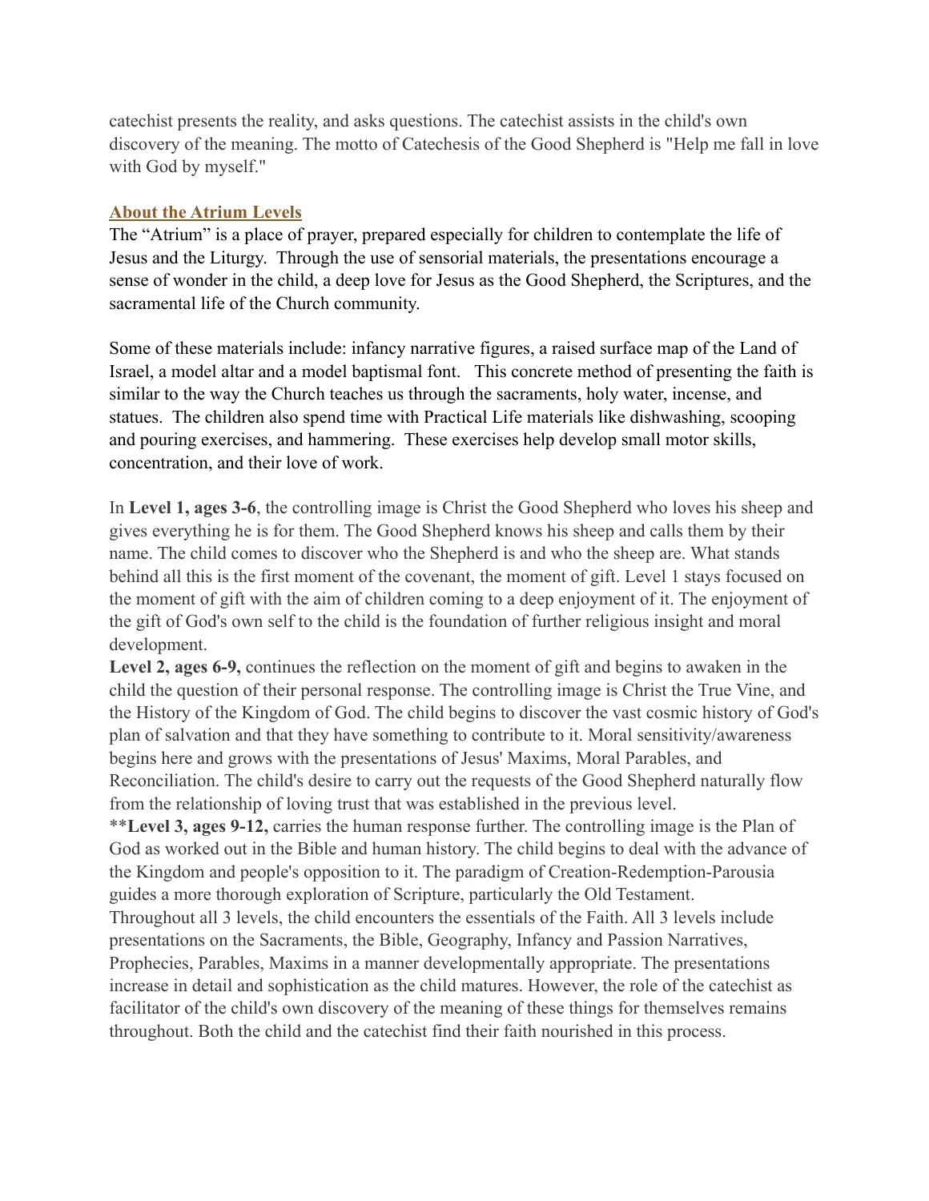catechist presents the reality, and asks questions. The catechist assists in the child's own discovery of the meaning. The motto of Catechesis of the Good Shepherd is "Help me fall in love with God by myself."

## About the Atrium Levels

The "Atrium" is a place of prayer, prepared especially for children to contemplate the life of Jesus and the Liturgy. Through the use of sensorial materials, the presentations encourage a sense of wonder in the child, a deep love for Jesus as the Good Shepherd, the Scriptures, and the sacramental life of the Church community.

Some of these materials include: infancy narrative figures, a raised surface map of the Land of Israel, a model altar and a model baptismal font. This concrete method of presenting the faith is similar to the way the Church teaches us through the sacraments, holy water, incense, and statues. The children also spend time with Practical Life materials like dishwashing, scooping and pouring exercises, and hammering. These exercises help develop small motor skills, concentration, and their love of work.

In **Level 1, ages 3-6**, the controlling image is Christ the Good Shepherd who loves his sheep and gives everything he is for them. The Good Shepherd knows his sheep and calls them by their name. The child comes to discover who the Shepherd is and who the sheep are. What stands behind all this is the first moment of the covenant, the moment of gift. Level 1 stays focused on the moment of gift with the aim of children coming to a deep enjoyment of it. The enjoyment of the gift of God's own self to the child is the foundation of further religious insight and moral development.

**Level 2, ages 6-9,** continues the reflection on the moment of gift and begins to awaken in the child the question of their personal response. The controlling image is Christ the True Vine, and the History of the Kingdom of God. The child begins to discover the vast cosmic history of God's plan of salvation and that they have something to contribute to it. Moral sensitivity/awareness begins here and grows with the presentations of Jesus' Maxims, Moral Parables, and Reconciliation. The child's desire to carry out the requests of the Good Shepherd naturally flow from the relationship of loving trust that was established in the previous level.

**Level 3, ages 9-12,** carries the human response further. The controlling image is the Plan of God as worked out in the Bible and human history. The child begins to deal with the advance of the Kingdom and people's opposition to it. The paradigm of Creation-Redemption-Parousia guides a more thorough exploration of Scripture, particularly the Old Testament.

Throughout all 3 levels, the child encounters the essentials of the Faith. All 3 levels include presentations on the Sacraments, the Bible, Geography, Infancy and Passion Narratives, Prophecies, Parables, Maxims in a manner developmentally appropriate. The presentations increase in detail and sophistication as the child matures. However, the role of the catechist as facilitator of the child's own discovery of the meaning of these things for themselves remains throughout. Both the child and the catechist find their faith nourished in this process.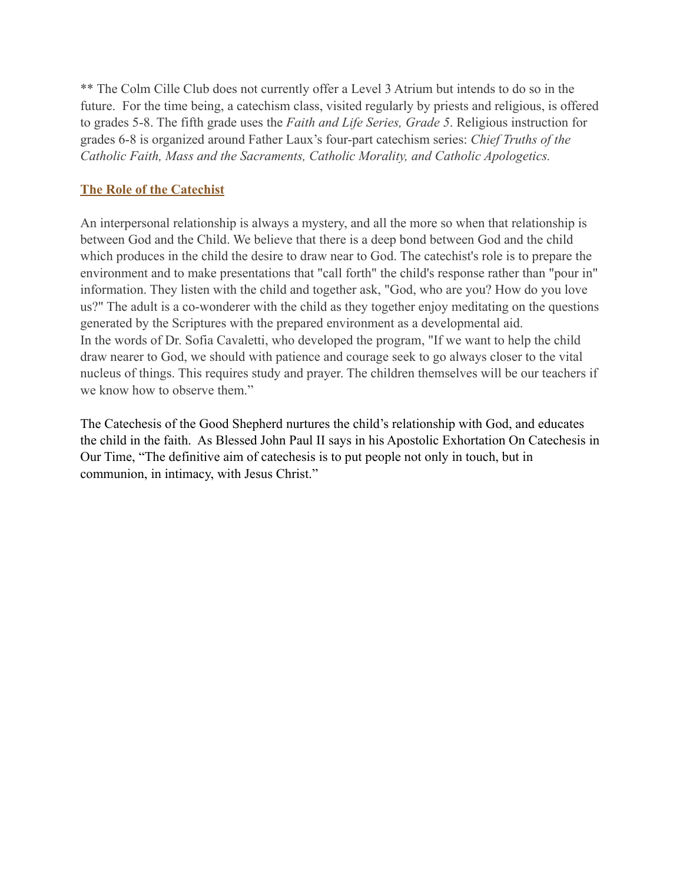** The Colm Cille Club does not currently offer a Level 3 Atrium but intends to do so in the future. For the time being, a catechism class, visited regularly by priests and religious, is offered to grades 5-8. The fifth grade uses the *Faith and Life Series, Grade 5*. Religious instruction for grades 6-8 is organized around Father Laux's four-part catechism series: *Chief Truths of the Catholic Faith, Mass and the Sacraments, Catholic Morality, and Catholic Apologetics.*

## The Role of the Catechist

An interpersonal relationship is always a mystery, and all the more so when that relationship is between God and the Child. We believe that there is a deep bond between God and the child which produces in the child the desire to draw near to God. The catechist's role is to prepare the environment and to make presentations that "call forth" the child's response rather than "pour in" information. They listen with the child and together ask, "God, who are you? How do you love us?" The adult is a co-wonderer with the child as they together enjoy meditating on the questions generated by the Scriptures with the prepared environment as a developmental aid.
In the words of Dr. Sofia Cavaletti, who developed the program, "If we want to help the child draw nearer to God, we should with patience and courage seek to go always closer to the vital nucleus of things. This requires study and prayer. The children themselves will be our teachers if we know how to observe them."

The Catechesis of the Good Shepherd nurtures the child's relationship with God, and educates the child in the faith. As Blessed John Paul II says in his Apostolic Exhortation On Catechesis in Our Time, "The definitive aim of catechesis is to put people not only in touch, but in communion, in intimacy, with Jesus Christ."